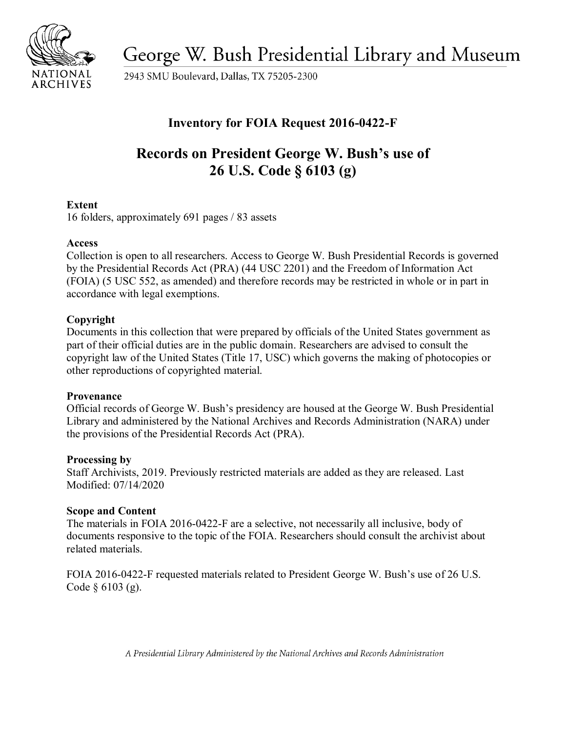# George W. Bush Presidential Library and Museum

2943 SMU Boulevard, Dallas, TX 75205-2300

## Inventory for FOIA Request 2016-0422-F

## Records on President George W. Bush's use of 26 U.S. Code § 6103 (g)

**Extent**
16 folders, approximately 691 pages / 83 assets

**Access**
Collection is open to all researchers. Access to George W. Bush Presidential Records is governed by the Presidential Records Act (PRA) (44 USC 2201) and the Freedom of Information Act (FOIA) (5 USC 552, as amended) and therefore records may be restricted in whole or in part in accordance with legal exemptions.

**Copyright**
Documents in this collection that were prepared by officials of the United States government as part of their official duties are in the public domain. Researchers are advised to consult the copyright law of the United States (Title 17, USC) which governs the making of photocopies or other reproductions of copyrighted material.

**Provenance**
Official records of George W. Bush's presidency are housed at the George W. Bush Presidential Library and administered by the National Archives and Records Administration (NARA) under the provisions of the Presidential Records Act (PRA).

**Processing by**
Staff Archivists, 2019. Previously restricted materials are added as they are released. Last Modified: 07/14/2020

**Scope and Content**
The materials in FOIA 2016-0422-F are a selective, not necessarily all inclusive, body of documents responsive to the topic of the FOIA. Researchers should consult the archivist about related materials.

FOIA 2016-0422-F requested materials related to President George W. Bush's use of 26 U.S. Code § 6103 (g).

*A Presidential Library Administered by the National Archives and Records Administration*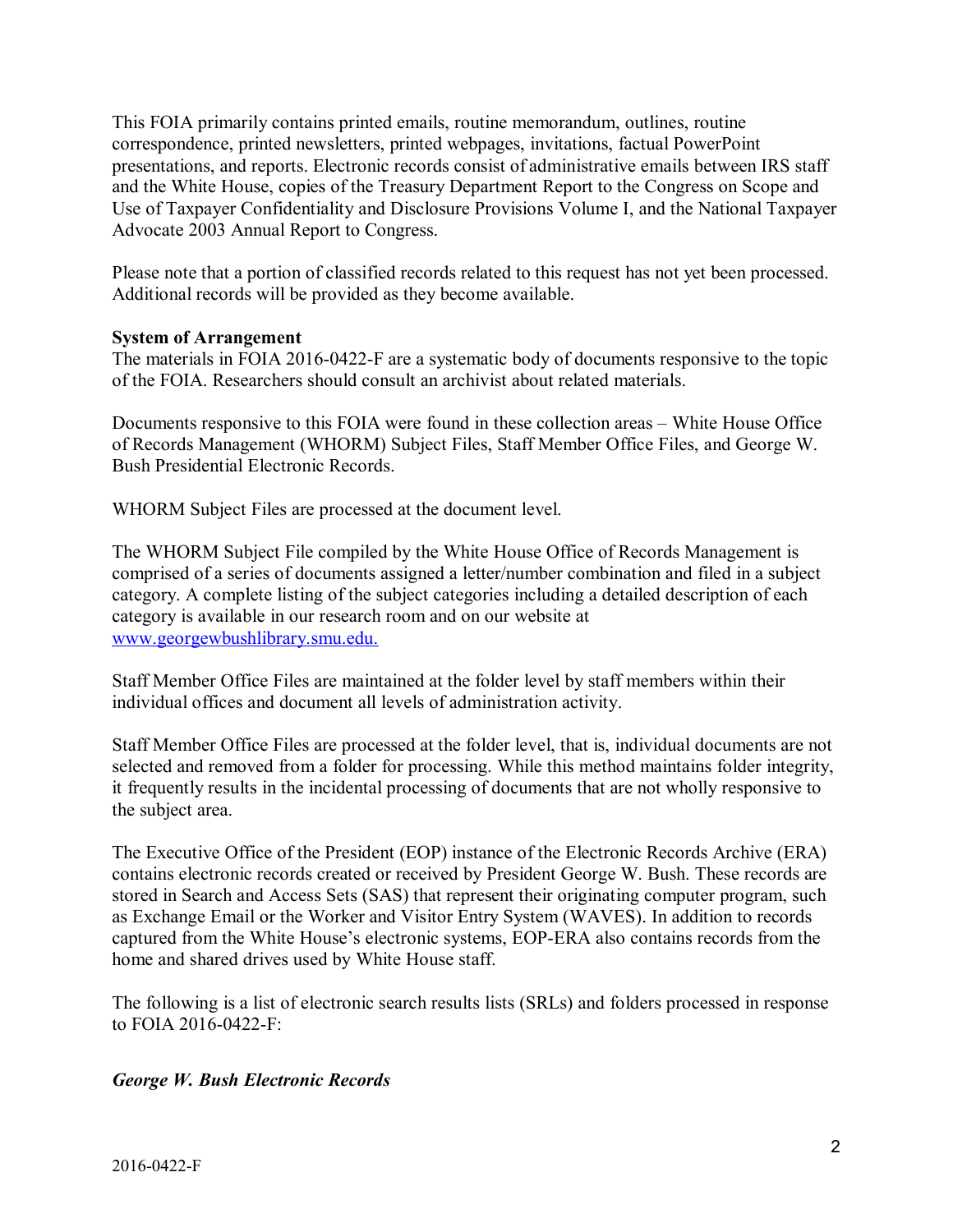This FOIA primarily contains printed emails, routine memorandum, outlines, routine correspondence, printed newsletters, printed webpages, invitations, factual PowerPoint presentations, and reports. Electronic records consist of administrative emails between IRS staff and the White House, copies of the Treasury Department Report to the Congress on Scope and Use of Taxpayer Confidentiality and Disclosure Provisions Volume I, and the National Taxpayer Advocate 2003 Annual Report to Congress.

Please note that a portion of classified records related to this request has not yet been processed. Additional records will be provided as they become available.

**System of Arrangement**

The materials in FOIA 2016-0422-F are a systematic body of documents responsive to the topic of the FOIA. Researchers should consult an archivist about related materials.

Documents responsive to this FOIA were found in these collection areas – White House Office of Records Management (WHORM) Subject Files, Staff Member Office Files, and George W. Bush Presidential Electronic Records.

WHORM Subject Files are processed at the document level.

The WHORM Subject File compiled by the White House Office of Records Management is comprised of a series of documents assigned a letter/number combination and filed in a subject category. A complete listing of the subject categories including a detailed description of each category is available in our research room and on our website at www.georgewbushlibrary.smu.edu.

Staff Member Office Files are maintained at the folder level by staff members within their individual offices and document all levels of administration activity.

Staff Member Office Files are processed at the folder level, that is, individual documents are not selected and removed from a folder for processing. While this method maintains folder integrity, it frequently results in the incidental processing of documents that are not wholly responsive to the subject area.

The Executive Office of the President (EOP) instance of the Electronic Records Archive (ERA) contains electronic records created or received by President George W. Bush. These records are stored in Search and Access Sets (SAS) that represent their originating computer program, such as Exchange Email or the Worker and Visitor Entry System (WAVES). In addition to records captured from the White House's electronic systems, EOP-ERA also contains records from the home and shared drives used by White House staff.

The following is a list of electronic search results lists (SRLs) and folders processed in response to FOIA 2016-0422-F:

***George W. Bush Electronic Records***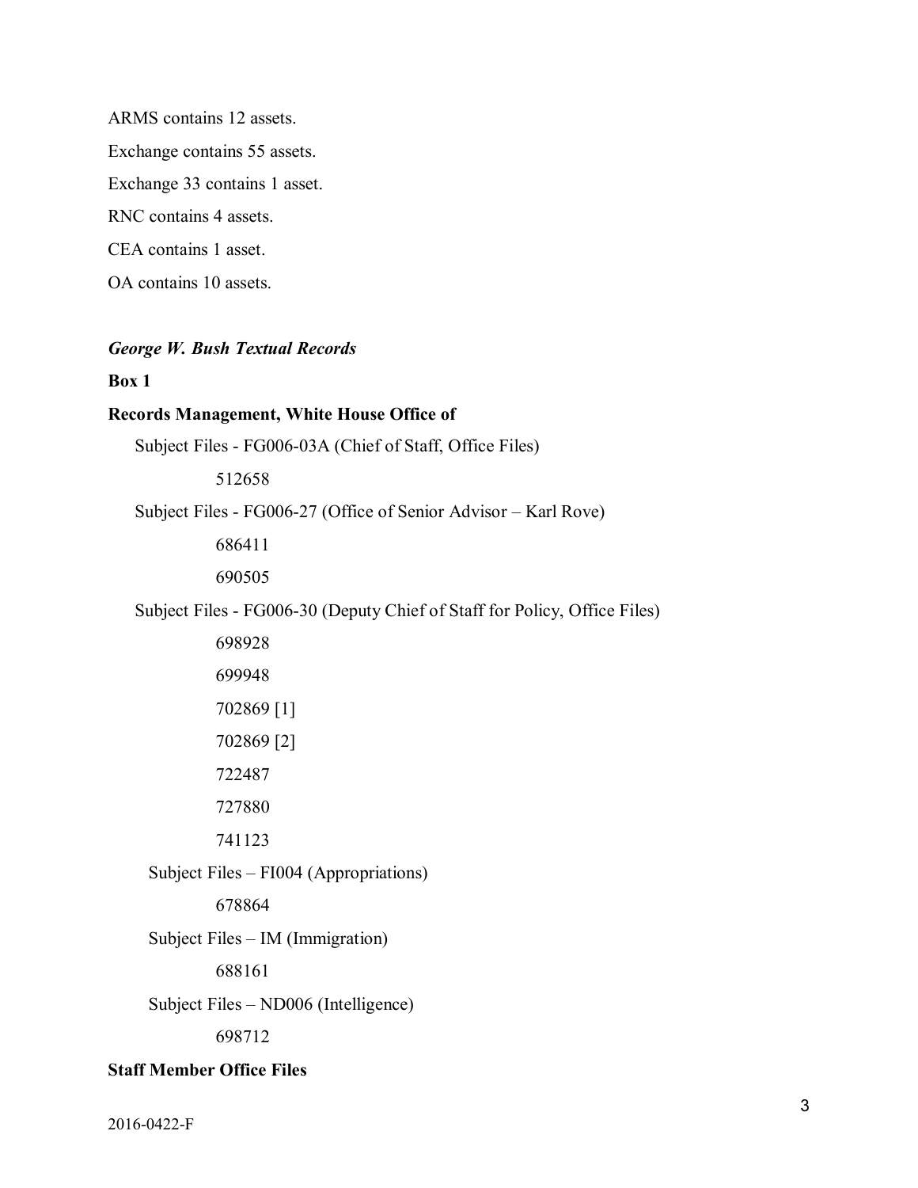ARMS contains 12 assets.

Exchange contains 55 assets.

Exchange 33 contains 1 asset.

RNC contains 4 assets.

CEA contains 1 asset.

OA contains 10 assets.

***George W. Bush Textual Records***

**Box 1**

**Records Management, White House Office of**

Subject Files - FG006-03A (Chief of Staff, Office Files)

512658

Subject Files - FG006-27 (Office of Senior Advisor – Karl Rove)

686411

690505

Subject Files - FG006-30 (Deputy Chief of Staff for Policy, Office Files)

698928

699948

702869 [1]

702869 [2]

722487

727880

741123

Subject Files – FI004 (Appropriations)

678864

Subject Files – IM (Immigration)

688161

Subject Files – ND006 (Intelligence)

698712

**Staff Member Office Files**

2016-0422-F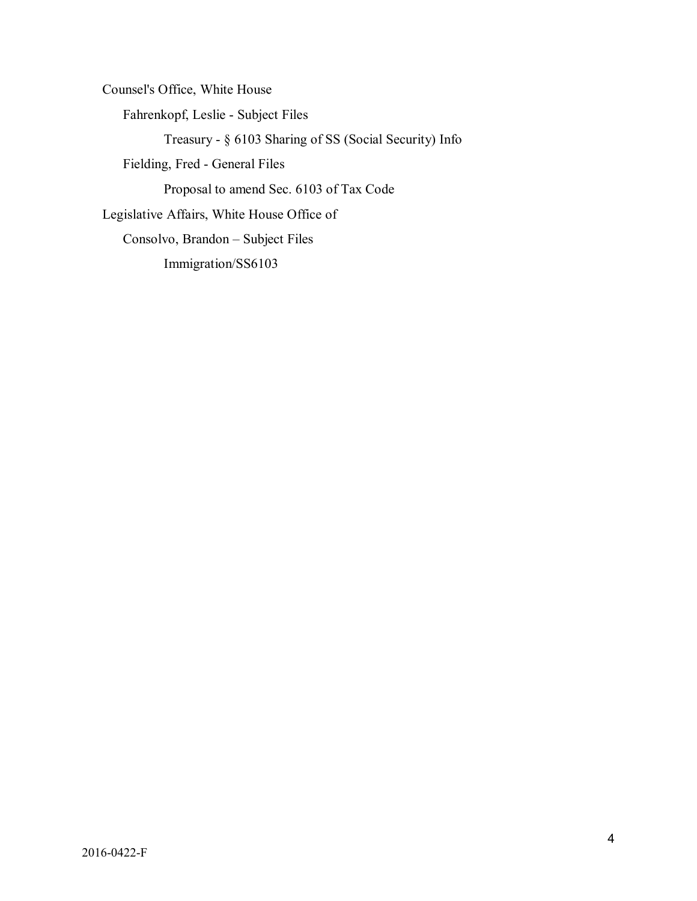Counsel's Office, White House

- Fahrenkopf, Leslie - Subject Files
    - Treasury - § 6103 Sharing of SS (Social Security) Info
- Fielding, Fred - General Files
    - Proposal to amend Sec. 6103 of Tax Code

Legislative Affairs, White House Office of

- Consolvo, Brandon – Subject Files
    - Immigration/SS6103

2016-0422-F